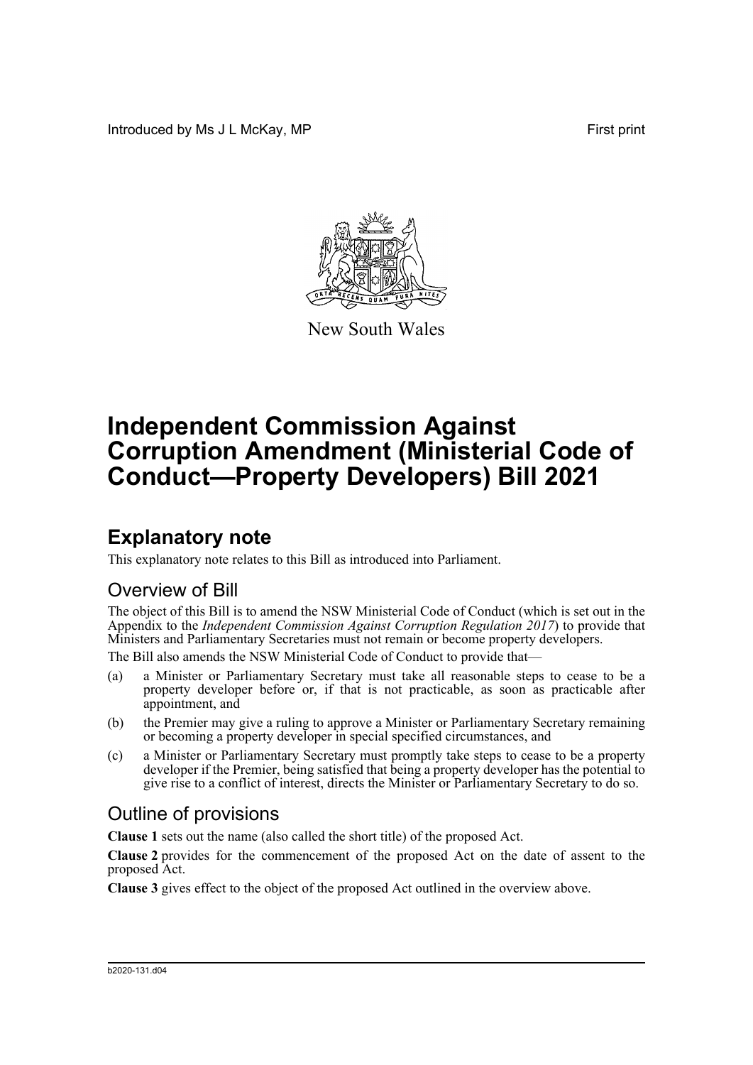Introduced by Ms J L McKay, MP

First print

New South Wales

# Independent Commission Against Corruption Amendment (Ministerial Code of Conduct—Property Developers) Bill 2021

## Explanatory note

This explanatory note relates to this Bill as introduced into Parliament.

### Overview of Bill

The object of this Bill is to amend the NSW Ministerial Code of Conduct (which is set out in the Appendix to the *Independent Commission Against Corruption Regulation 2017*) to provide that Ministers and Parliamentary Secretaries must not remain or become property developers.

The Bill also amends the NSW Ministerial Code of Conduct to provide that—

(a) a Minister or Parliamentary Secretary must take all reasonable steps to cease to be a property developer before or, if that is not practicable, as soon as practicable after appointment, and

(b) the Premier may give a ruling to approve a Minister or Parliamentary Secretary remaining or becoming a property developer in special specified circumstances, and

(c) a Minister or Parliamentary Secretary must promptly take steps to cease to be a property developer if the Premier, being satisfied that being a property developer has the potential to give rise to a conflict of interest, directs the Minister or Parliamentary Secretary to do so.

### Outline of provisions

**Clause 1** sets out the name (also called the short title) of the proposed Act.

**Clause 2** provides for the commencement of the proposed Act on the date of assent to the proposed Act.

**Clause 3** gives effect to the object of the proposed Act outlined in the overview above.

b2020-131.d04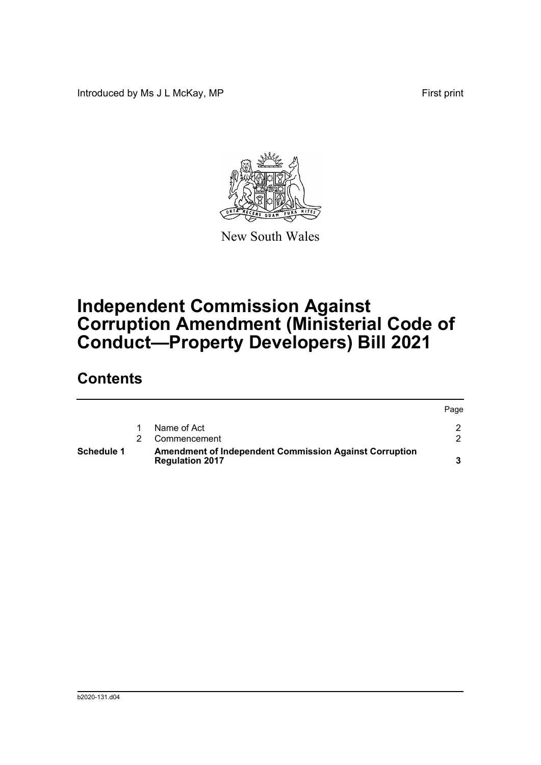Introduced by Ms J L McKay, MP

First print

New South Wales

# Independent Commission Against Corruption Amendment (Ministerial Code of Conduct—Property Developers) Bill 2021

## Contents

| | | | Page |
|---|---|---|---|
| | 1 | Name of Act | 2 |
| | 2 | Commencement | 2 |
| **Schedule 1** | | **Amendment of Independent Commission Against Corruption Regulation 2017** | **3** |

b2020-131.d04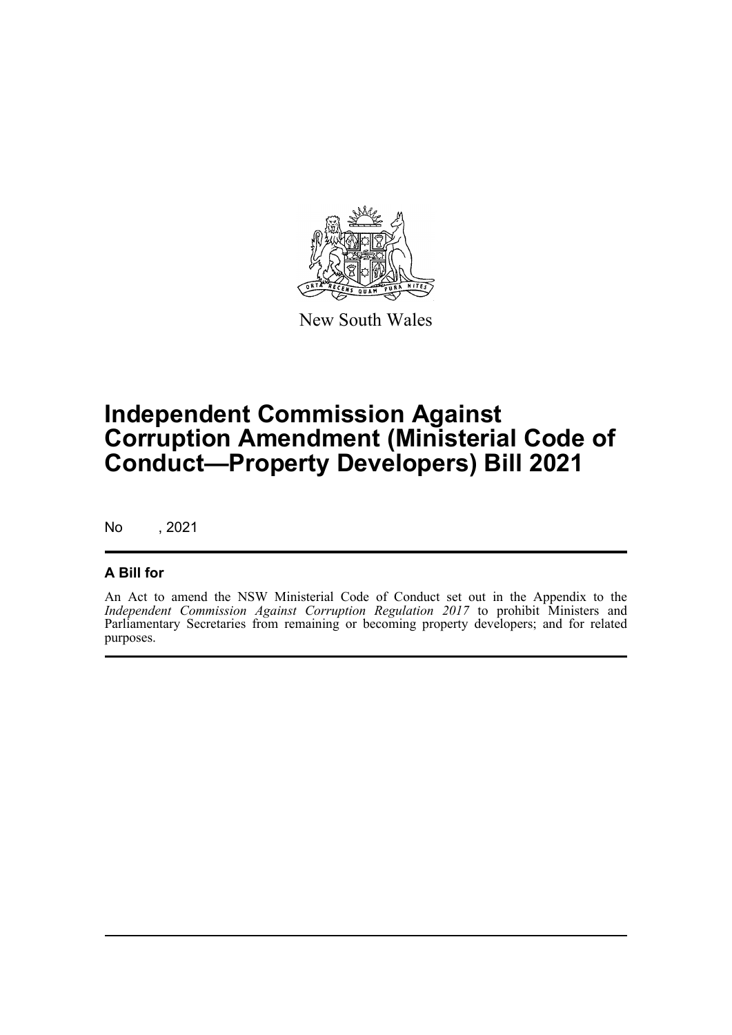New South Wales

# Independent Commission Against Corruption Amendment (Ministerial Code of Conduct—Property Developers) Bill 2021

No , 2021

## A Bill for

An Act to amend the NSW Ministerial Code of Conduct set out in the Appendix to the *Independent Commission Against Corruption Regulation 2017* to prohibit Ministers and Parliamentary Secretaries from remaining or becoming property developers; and for related purposes.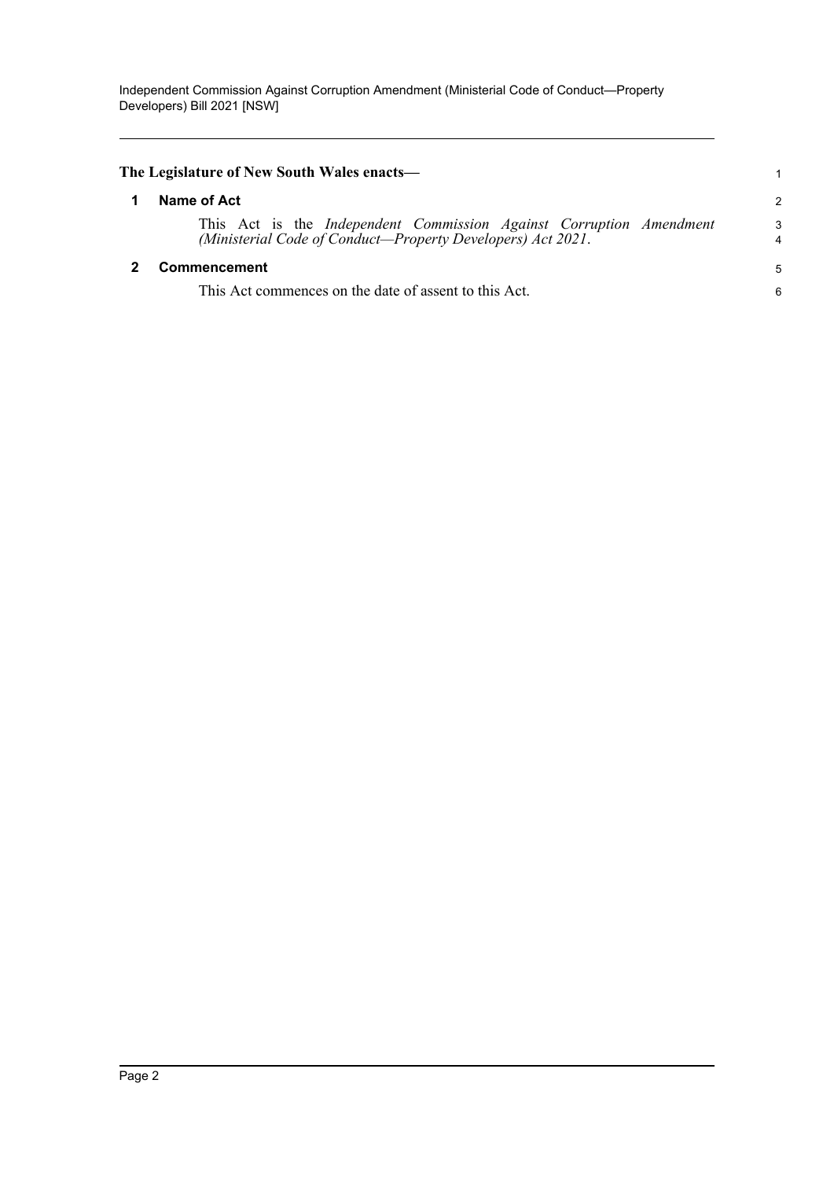**The Legislature of New South Wales enacts—**

## 1 Name of Act

This Act is the *Independent Commission Against Corruption Amendment (Ministerial Code of Conduct—Property Developers) Act 2021*.

## 2 Commencement

This Act commences on the date of assent to this Act.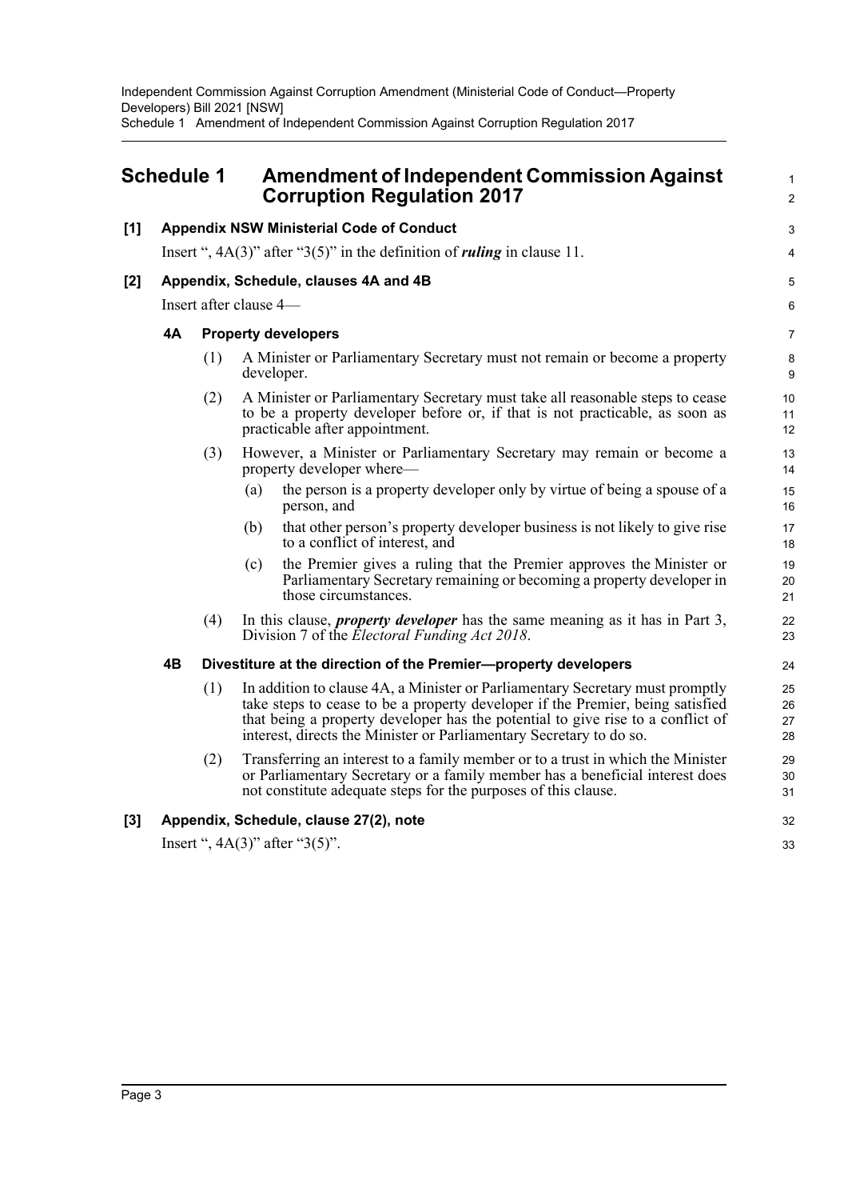# Schedule 1 Amendment of Independent Commission Against Corruption Regulation 2017

**[1] Appendix NSW Ministerial Code of Conduct**

Insert ", 4A(3)" after "3(5)" in the definition of ***ruling*** in clause 11.

**[2] Appendix, Schedule, clauses 4A and 4B**

Insert after clause 4—

**4A Property developers**

(1) A Minister or Parliamentary Secretary must not remain or become a property developer.

(2) A Minister or Parliamentary Secretary must take all reasonable steps to cease to be a property developer before or, if that is not practicable, as soon as practicable after appointment.

(3) However, a Minister or Parliamentary Secretary may remain or become a property developer where—

(a) the person is a property developer only by virtue of being a spouse of a person, and

(b) that other person's property developer business is not likely to give rise to a conflict of interest, and

(c) the Premier gives a ruling that the Premier approves the Minister or Parliamentary Secretary remaining or becoming a property developer in those circumstances.

(4) In this clause, ***property developer*** has the same meaning as it has in Part 3, Division 7 of the *Electoral Funding Act 2018*.

**4B Divestiture at the direction of the Premier—property developers**

(1) In addition to clause 4A, a Minister or Parliamentary Secretary must promptly take steps to cease to be a property developer if the Premier, being satisfied that being a property developer has the potential to give rise to a conflict of interest, directs the Minister or Parliamentary Secretary to do so.

(2) Transferring an interest to a family member or to a trust in which the Minister or Parliamentary Secretary or a family member has a beneficial interest does not constitute adequate steps for the purposes of this clause.

**[3] Appendix, Schedule, clause 27(2), note**

Insert ", 4A(3)" after "3(5)".